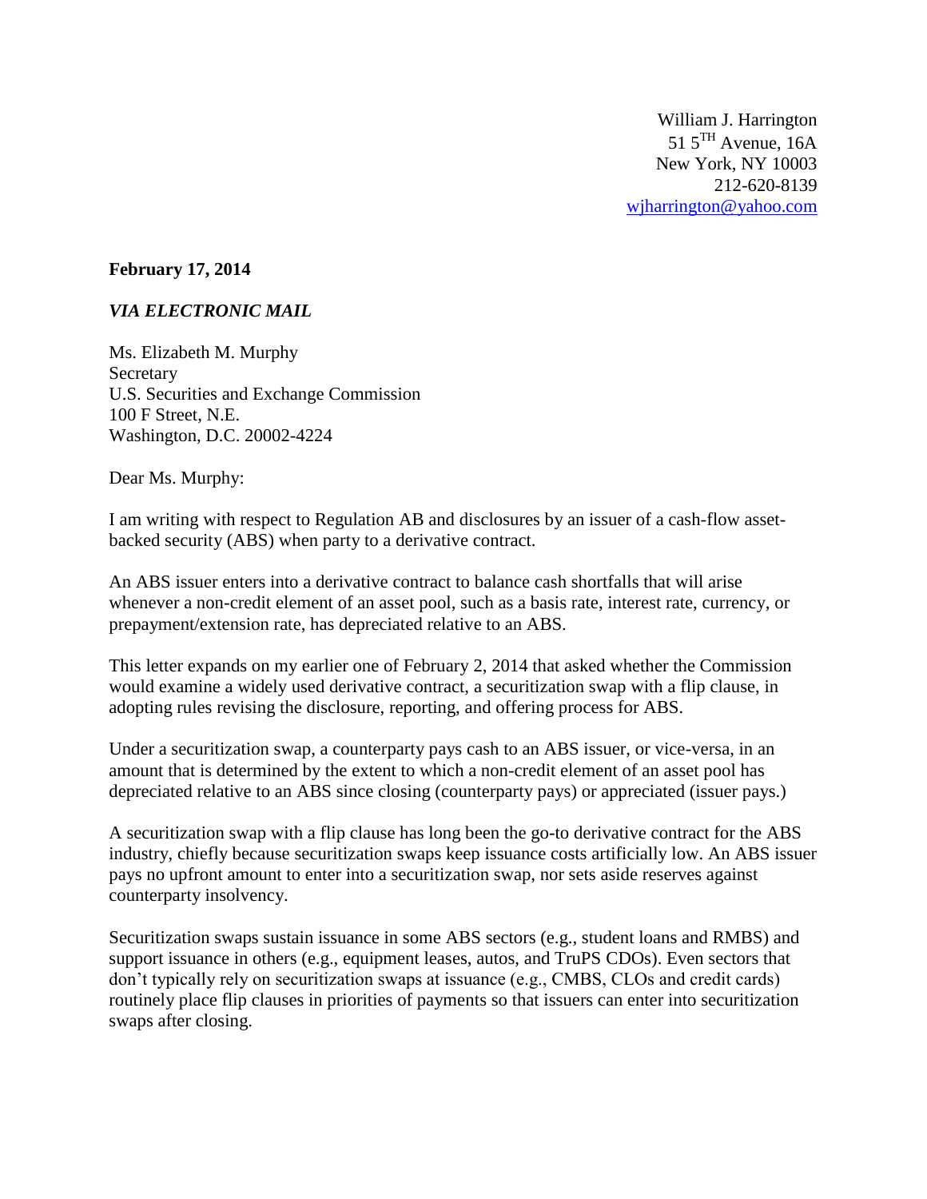William J. Harrington
51 $5^{TH}$ Avenue, 16A
New York, NY 10003
212-620-8139
wjharrington@yahoo.com

**February 17, 2014**

***VIA ELECTRONIC MAIL***

Ms. Elizabeth M. Murphy
Secretary
U.S. Securities and Exchange Commission
100 F Street, N.E.
Washington, D.C. 20002-4224

Dear Ms. Murphy:

I am writing with respect to Regulation AB and disclosures by an issuer of a cash-flow asset-backed security (ABS) when party to a derivative contract.

An ABS issuer enters into a derivative contract to balance cash shortfalls that will arise whenever a non-credit element of an asset pool, such as a basis rate, interest rate, currency, or prepayment/extension rate, has depreciated relative to an ABS.

This letter expands on my earlier one of February 2, 2014 that asked whether the Commission would examine a widely used derivative contract, a securitization swap with a flip clause, in adopting rules revising the disclosure, reporting, and offering process for ABS.

Under a securitization swap, a counterparty pays cash to an ABS issuer, or vice-versa, in an amount that is determined by the extent to which a non-credit element of an asset pool has depreciated relative to an ABS since closing (counterparty pays) or appreciated (issuer pays.)

A securitization swap with a flip clause has long been the go-to derivative contract for the ABS industry, chiefly because securitization swaps keep issuance costs artificially low. An ABS issuer pays no upfront amount to enter into a securitization swap, nor sets aside reserves against counterparty insolvency.

Securitization swaps sustain issuance in some ABS sectors (e.g., student loans and RMBS) and support issuance in others (e.g., equipment leases, autos, and TruPS CDOs). Even sectors that don't typically rely on securitization swaps at issuance (e.g., CMBS, CLOs and credit cards) routinely place flip clauses in priorities of payments so that issuers can enter into securitization swaps after closing.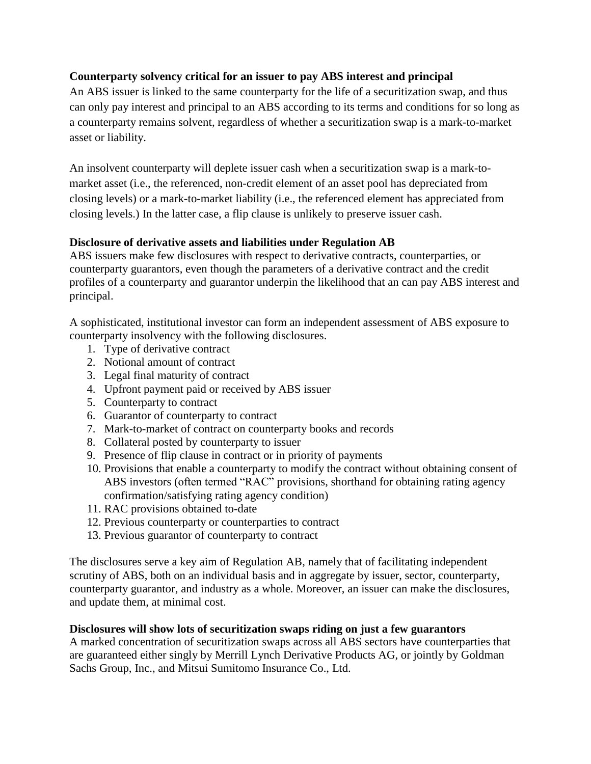**Counterparty solvency critical for an issuer to pay ABS interest and principal**

An ABS issuer is linked to the same counterparty for the life of a securitization swap, and thus can only pay interest and principal to an ABS according to its terms and conditions for so long as a counterparty remains solvent, regardless of whether a securitization swap is a mark-to-market asset or liability.

An insolvent counterparty will deplete issuer cash when a securitization swap is a mark-to-market asset (i.e., the referenced, non-credit element of an asset pool has depreciated from closing levels) or a mark-to-market liability (i.e., the referenced element has appreciated from closing levels.) In the latter case, a flip clause is unlikely to preserve issuer cash.

**Disclosure of derivative assets and liabilities under Regulation AB**

ABS issuers make few disclosures with respect to derivative contracts, counterparties, or counterparty guarantors, even though the parameters of a derivative contract and the credit profiles of a counterparty and guarantor underpin the likelihood that an can pay ABS interest and principal.

A sophisticated, institutional investor can form an independent assessment of ABS exposure to counterparty insolvency with the following disclosures.

1. Type of derivative contract
2. Notional amount of contract
3. Legal final maturity of contract
4. Upfront payment paid or received by ABS issuer
5. Counterparty to contract
6. Guarantor of counterparty to contract
7. Mark-to-market of contract on counterparty books and records
8. Collateral posted by counterparty to issuer
9. Presence of flip clause in contract or in priority of payments
10. Provisions that enable a counterparty to modify the contract without obtaining consent of ABS investors (often termed "RAC" provisions, shorthand for obtaining rating agency confirmation/satisfying rating agency condition)
11. RAC provisions obtained to-date
12. Previous counterparty or counterparties to contract
13. Previous guarantor of counterparty to contract

The disclosures serve a key aim of Regulation AB, namely that of facilitating independent scrutiny of ABS, both on an individual basis and in aggregate by issuer, sector, counterparty, counterparty guarantor, and industry as a whole. Moreover, an issuer can make the disclosures, and update them, at minimal cost.

**Disclosures will show lots of securitization swaps riding on just a few guarantors**

A marked concentration of securitization swaps across all ABS sectors have counterparties that are guaranteed either singly by Merrill Lynch Derivative Products AG, or jointly by Goldman Sachs Group, Inc., and Mitsui Sumitomo Insurance Co., Ltd.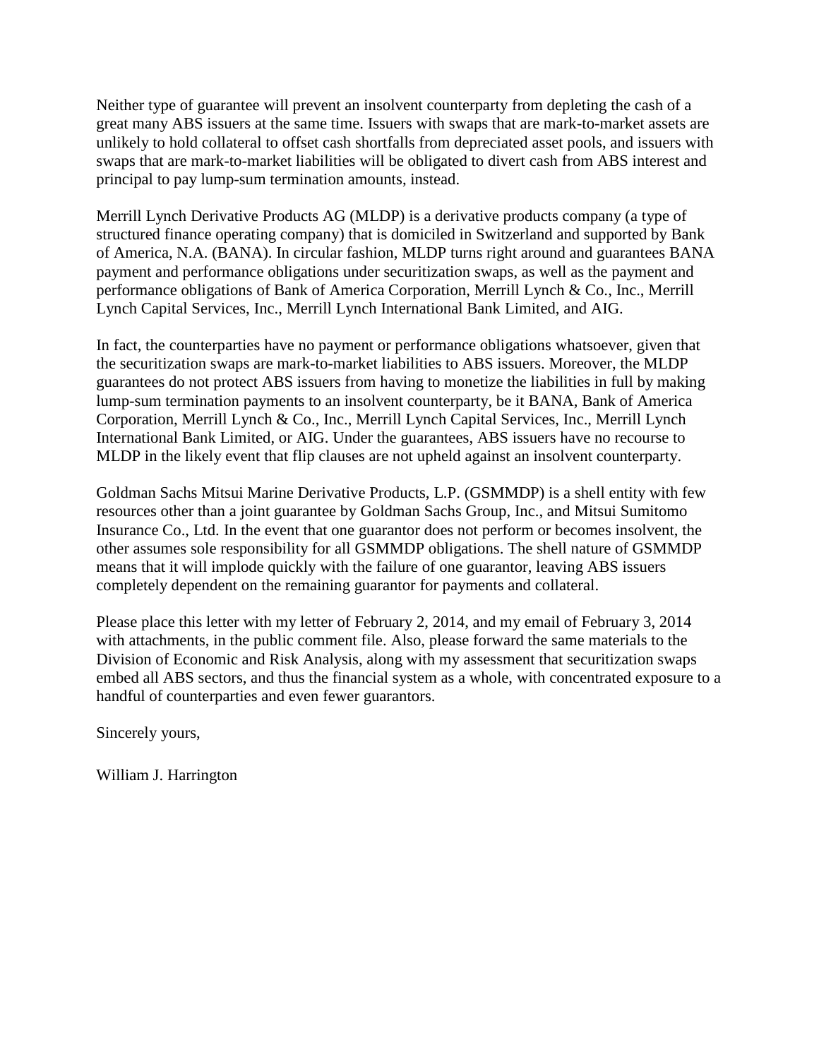Neither type of guarantee will prevent an insolvent counterparty from depleting the cash of a great many ABS issuers at the same time. Issuers with swaps that are mark-to-market assets are unlikely to hold collateral to offset cash shortfalls from depreciated asset pools, and issuers with swaps that are mark-to-market liabilities will be obligated to divert cash from ABS interest and principal to pay lump-sum termination amounts, instead.

Merrill Lynch Derivative Products AG (MLDP) is a derivative products company (a type of structured finance operating company) that is domiciled in Switzerland and supported by Bank of America, N.A. (BANA). In circular fashion, MLDP turns right around and guarantees BANA payment and performance obligations under securitization swaps, as well as the payment and performance obligations of Bank of America Corporation, Merrill Lynch & Co., Inc., Merrill Lynch Capital Services, Inc., Merrill Lynch International Bank Limited, and AIG.

In fact, the counterparties have no payment or performance obligations whatsoever, given that the securitization swaps are mark-to-market liabilities to ABS issuers. Moreover, the MLDP guarantees do not protect ABS issuers from having to monetize the liabilities in full by making lump-sum termination payments to an insolvent counterparty, be it BANA, Bank of America Corporation, Merrill Lynch & Co., Inc., Merrill Lynch Capital Services, Inc., Merrill Lynch International Bank Limited, or AIG. Under the guarantees, ABS issuers have no recourse to MLDP in the likely event that flip clauses are not upheld against an insolvent counterparty.

Goldman Sachs Mitsui Marine Derivative Products, L.P. (GSMMDP) is a shell entity with few resources other than a joint guarantee by Goldman Sachs Group, Inc., and Mitsui Sumitomo Insurance Co., Ltd. In the event that one guarantor does not perform or becomes insolvent, the other assumes sole responsibility for all GSMMDP obligations. The shell nature of GSMMDP means that it will implode quickly with the failure of one guarantor, leaving ABS issuers completely dependent on the remaining guarantor for payments and collateral.

Please place this letter with my letter of February 2, 2014, and my email of February 3, 2014 with attachments, in the public comment file. Also, please forward the same materials to the Division of Economic and Risk Analysis, along with my assessment that securitization swaps embed all ABS sectors, and thus the financial system as a whole, with concentrated exposure to a handful of counterparties and even fewer guarantors.

Sincerely yours,

William J. Harrington